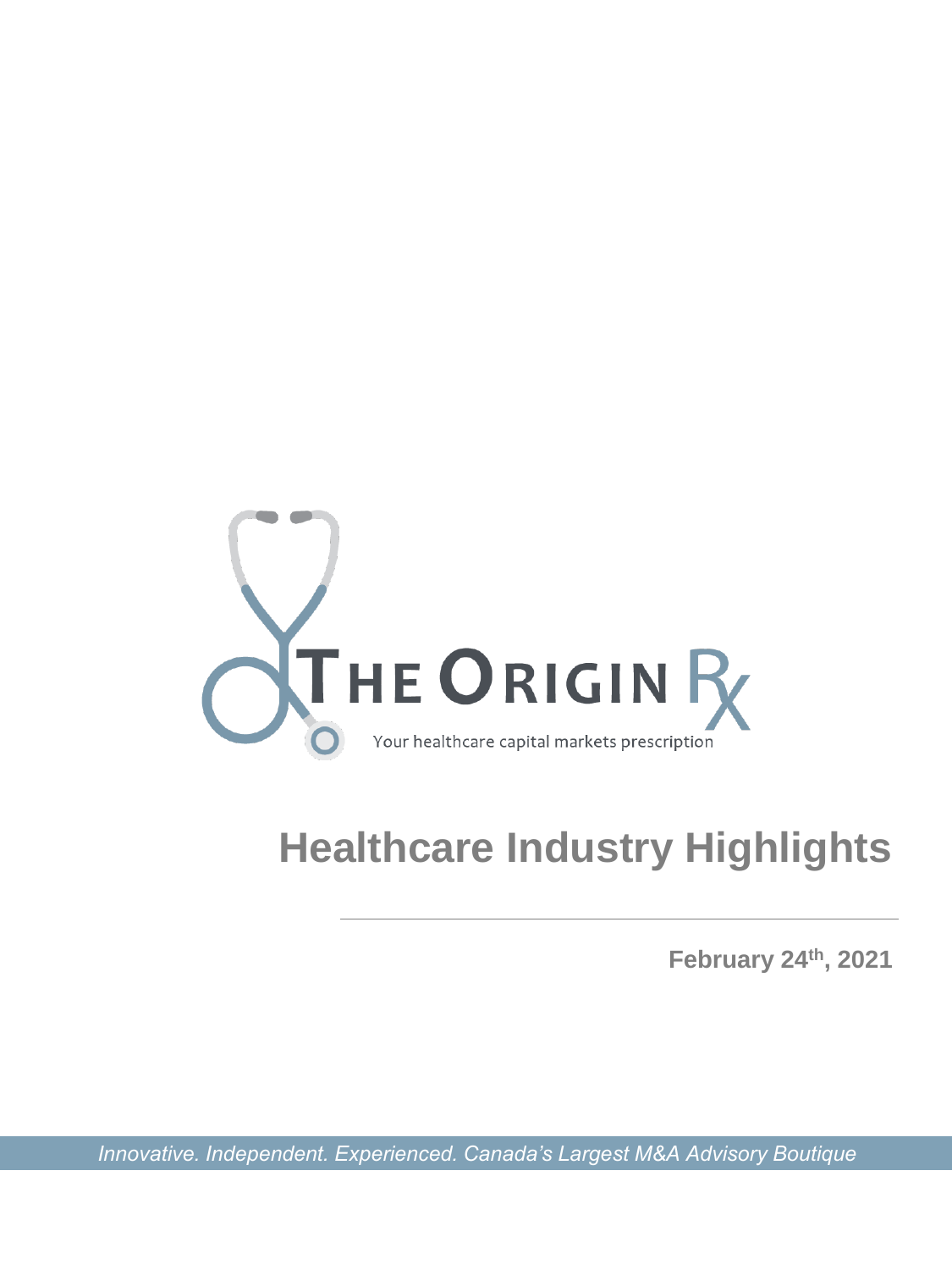THE ORIGIN Rx

Your healthcare capital markets prescription

# Healthcare Industry Highlights

**February 24th, 2021**

*Innovative. Independent. Experienced. Canada's Largest M&A Advisory Boutique*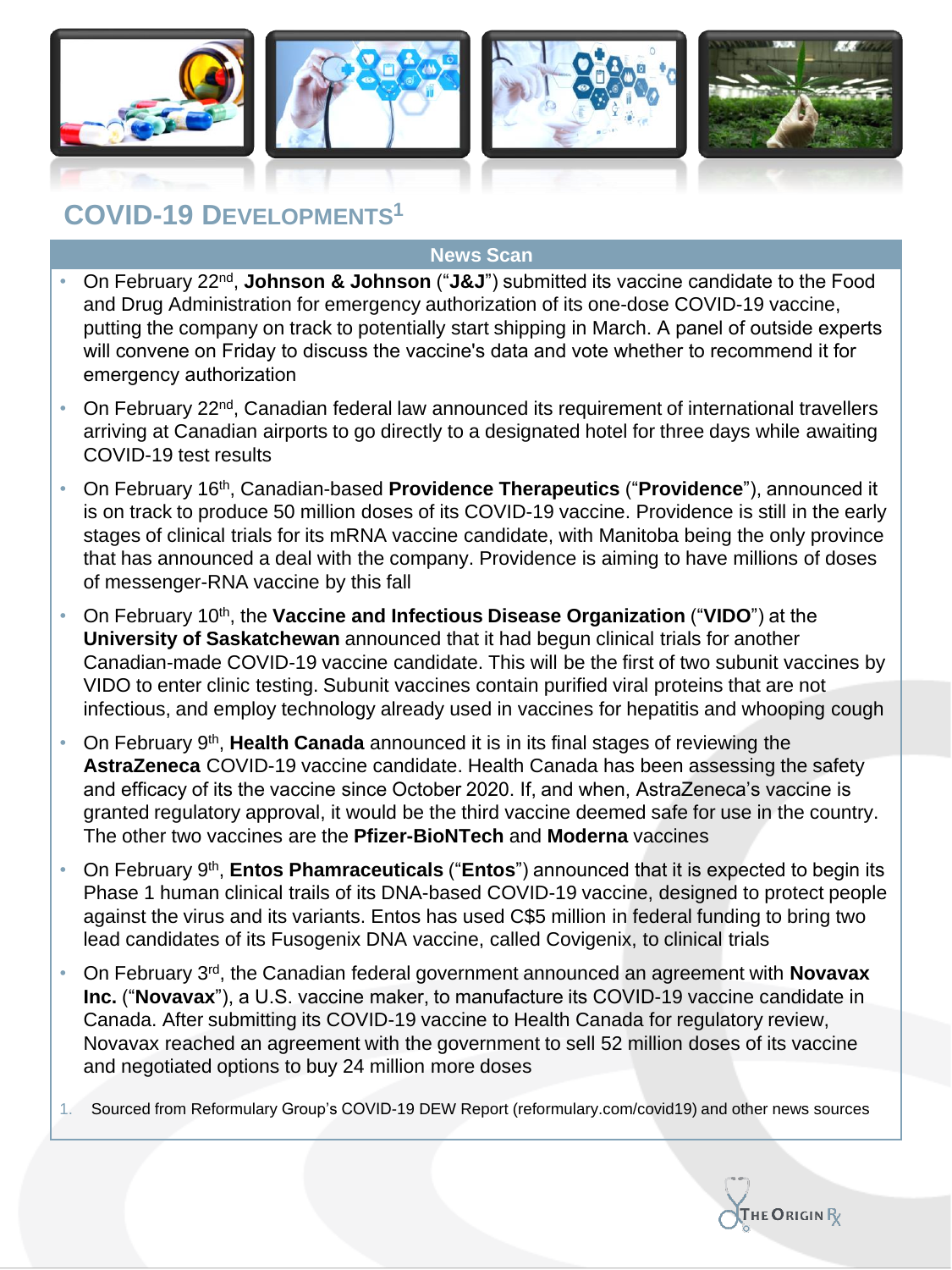## COVID-19 Developments[1]

**News Scan**

- On February 22nd, **Johnson & Johnson** ("**J&J**") submitted its vaccine candidate to the Food and Drug Administration for emergency authorization of its one-dose COVID-19 vaccine, putting the company on track to potentially start shipping in March. A panel of outside experts will convene on Friday to discuss the vaccine's data and vote whether to recommend it for emergency authorization
- On February 22nd, Canadian federal law announced its requirement of international travellers arriving at Canadian airports to go directly to a designated hotel for three days while awaiting COVID-19 test results
- On February 16th, Canadian-based **Providence Therapeutics** ("**Providence**"), announced it is on track to produce 50 million doses of its COVID-19 vaccine. Providence is still in the early stages of clinical trials for its mRNA vaccine candidate, with Manitoba being the only province that has announced a deal with the company. Providence is aiming to have millions of doses of messenger-RNA vaccine by this fall
- On February 10th, the **Vaccine and Infectious Disease Organization** ("**VIDO**") at the **University of Saskatchewan** announced that it had begun clinical trials for another Canadian-made COVID-19 vaccine candidate. This will be the first of two subunit vaccines by VIDO to enter clinic testing. Subunit vaccines contain purified viral proteins that are not infectious, and employ technology already used in vaccines for hepatitis and whooping cough
- On February 9th, **Health Canada** announced it is in its final stages of reviewing the **AstraZeneca** COVID-19 vaccine candidate. Health Canada has been assessing the safety and efficacy of its the vaccine since October 2020. If, and when, AstraZeneca's vaccine is granted regulatory approval, it would be the third vaccine deemed safe for use in the country. The other two vaccines are the **Pfizer-BioNTech** and **Moderna** vaccines
- On February 9th, **Entos Phamraceuticals** ("**Entos**") announced that it is expected to begin its Phase 1 human clinical trails of its DNA-based COVID-19 vaccine, designed to protect people against the virus and its variants. Entos has used C$5 million in federal funding to bring two lead candidates of its Fusogenix DNA vaccine, called Covigenix, to clinical trials
- On February 3rd, the Canadian federal government announced an agreement with **Novavax Inc.** ("**Novavax**"), a U.S. vaccine maker, to manufacture its COVID-19 vaccine candidate in Canada. After submitting its COVID-19 vaccine to Health Canada for regulatory review, Novavax reached an agreement with the government to sell 52 million doses of its vaccine and negotiated options to buy 24 million more doses

1. Sourced from Reformulary Group's COVID-19 DEW Report (reformulary.com/covid19) and other news sources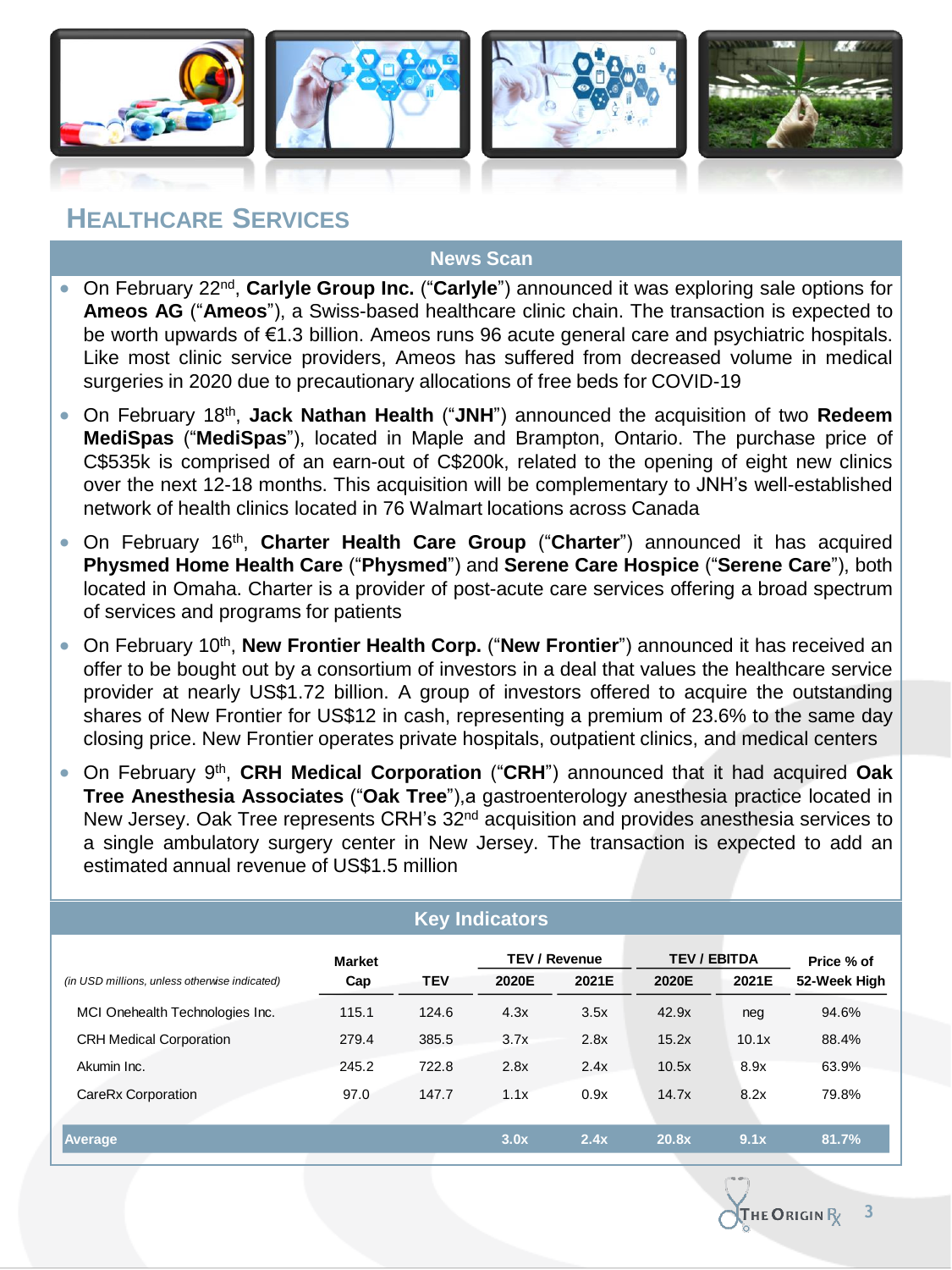## HEALTHCARE SERVICES

### News Scan

- On February 22nd, **Carlyle Group Inc.** ("**Carlyle**") announced it was exploring sale options for **Ameos AG** ("**Ameos**"), a Swiss-based healthcare clinic chain. The transaction is expected to be worth upwards of €1.3 billion. Ameos runs 96 acute general care and psychiatric hospitals. Like most clinic service providers, Ameos has suffered from decreased volume in medical surgeries in 2020 due to precautionary allocations of free beds for COVID-19
- On February 18th, **Jack Nathan Health** ("**JNH**") announced the acquisition of two **Redeem MediSpas** ("**MediSpas**"), located in Maple and Brampton, Ontario. The purchase price of C$535k is comprised of an earn-out of C$200k, related to the opening of eight new clinics over the next 12-18 months. This acquisition will be complementary to JNH's well-established network of health clinics located in 76 Walmart locations across Canada
- On February 16th, **Charter Health Care Group** ("**Charter**") announced it has acquired **Physmed Home Health Care** ("**Physmed**") and **Serene Care Hospice** ("**Serene Care**"), both located in Omaha. Charter is a provider of post-acute care services offering a broad spectrum of services and programs for patients
- On February 10th, **New Frontier Health Corp.** ("**New Frontier**") announced it has received an offer to be bought out by a consortium of investors in a deal that values the healthcare service provider at nearly US$1.72 billion. A group of investors offered to acquire the outstanding shares of New Frontier for US$12 in cash, representing a premium of 23.6% to the same day closing price. New Frontier operates private hospitals, outpatient clinics, and medical centers
- On February 9th, **CRH Medical Corporation** ("**CRH**") announced that it had acquired **Oak Tree Anesthesia Associates** ("**Oak Tree**"),a gastroenterology anesthesia practice located in New Jersey. Oak Tree represents CRH's 32nd acquisition and provides anesthesia services to a single ambulatory surgery center in New Jersey. The transaction is expected to add an estimated annual revenue of US$1.5 million

### Key Indicators

| *(in USD millions, unless otherwise indicated)* | Market Cap | TEV | TEV / Revenue 2020E | TEV / Revenue 2021E | TEV / EBITDA 2020E | TEV / EBITDA 2021E | Price % of 52-Week High |
|---|---|---|---|---|---|---|---|
| MCI Onehealth Technologies Inc. | 115.1 | 124.6 | 4.3x | 3.5x | 42.9x | neg | 94.6% |
| CRH Medical Corporation | 279.4 | 385.5 | 3.7x | 2.8x | 15.2x | 10.1x | 88.4% |
| Akumin Inc. | 245.2 | 722.8 | 2.8x | 2.4x | 10.5x | 8.9x | 63.9% |
| CareRx Corporation | 97.0 | 147.7 | 1.1x | 0.9x | 14.7x | 8.2x | 79.8% |
| **Average** | | | **3.0x** | **2.4x** | **20.8x** | **9.1x** | **81.7%** |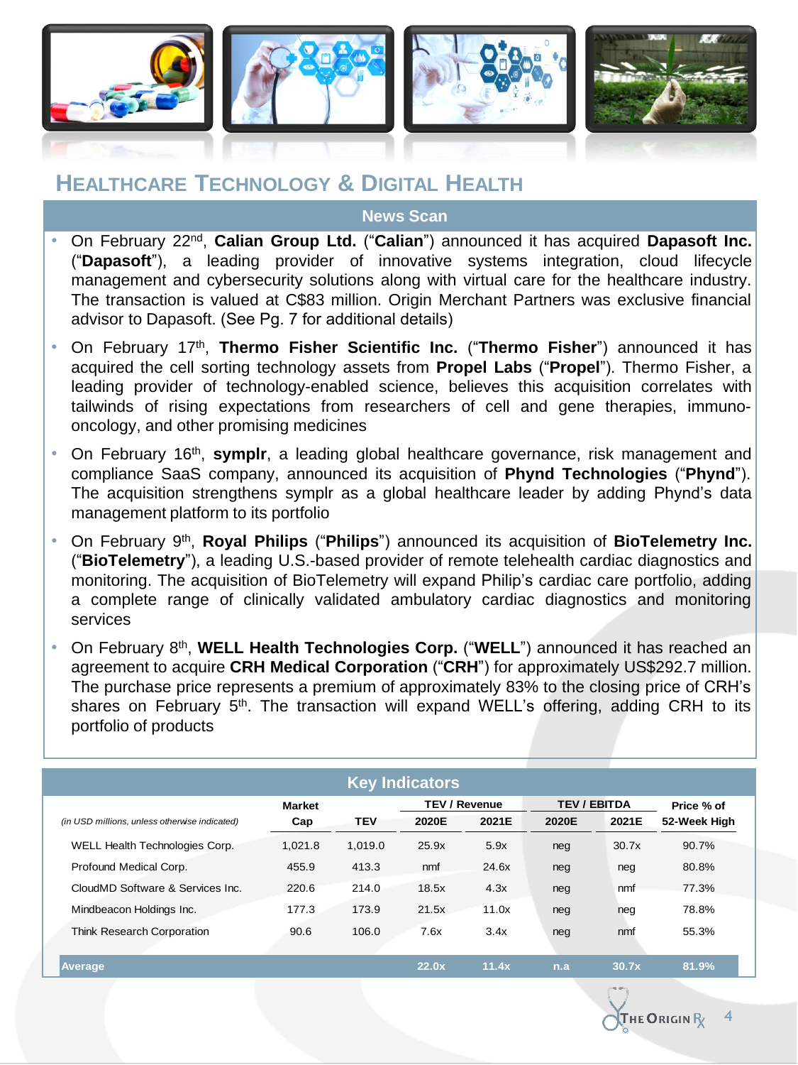# Healthcare Technology & Digital Health

## News Scan

- On February 22nd, **Calian Group Ltd.** ("**Calian**") announced it has acquired **Dapasoft Inc.** ("**Dapasoft**"), a leading provider of innovative systems integration, cloud lifecycle management and cybersecurity solutions along with virtual care for the healthcare industry. The transaction is valued at C$83 million. Origin Merchant Partners was exclusive financial advisor to Dapasoft. (See Pg. 7 for additional details)
- On February 17th, **Thermo Fisher Scientific Inc.** ("**Thermo Fisher**") announced it has acquired the cell sorting technology assets from **Propel Labs** ("**Propel**"). Thermo Fisher, a leading provider of technology-enabled science, believes this acquisition correlates with tailwinds of rising expectations from researchers of cell and gene therapies, immuno-oncology, and other promising medicines
- On February 16th, **symplr**, a leading global healthcare governance, risk management and compliance SaaS company, announced its acquisition of **Phynd Technologies** ("**Phynd**"). The acquisition strengthens symplr as a global healthcare leader by adding Phynd's data management platform to its portfolio
- On February 9th, **Royal Philips** ("**Philips**") announced its acquisition of **BioTelemetry Inc.** ("**BioTelemetry**"), a leading U.S.-based provider of remote telehealth cardiac diagnostics and monitoring. The acquisition of BioTelemetry will expand Philip's cardiac care portfolio, adding a complete range of clinically validated ambulatory cardiac diagnostics and monitoring services
- On February 8th, **WELL Health Technologies Corp.** ("**WELL**") announced it has reached an agreement to acquire **CRH Medical Corporation** ("**CRH**") for approximately US$292.7 million. The purchase price represents a premium of approximately 83% to the closing price of CRH's shares on February 5th. The transaction will expand WELL's offering, adding CRH to its portfolio of products

## Key Indicators

| *(in USD millions, unless otherwise indicated)* | Market Cap | TEV | TEV / Revenue 2020E | TEV / Revenue 2021E | TEV / EBITDA 2020E | TEV / EBITDA 2021E | Price % of 52-Week High |
|---|---|---|---|---|---|---|---|
| WELL Health Technologies Corp. | 1,021.8 | 1,019.0 | 25.9x | 5.9x | neg | 30.7x | 90.7% |
| Profound Medical Corp. | 455.9 | 413.3 | nmf | 24.6x | neg | neg | 80.8% |
| CloudMD Software & Services Inc. | 220.6 | 214.0 | 18.5x | 4.3x | neg | nmf | 77.3% |
| Mindbeacon Holdings Inc. | 177.3 | 173.9 | 21.5x | 11.0x | neg | neg | 78.8% |
| Think Research Corporation | 90.6 | 106.0 | 7.6x | 3.4x | neg | nmf | 55.3% |
| **Average** | | | **22.0x** | **11.4x** | **n.a** | **30.7x** | **81.9%** |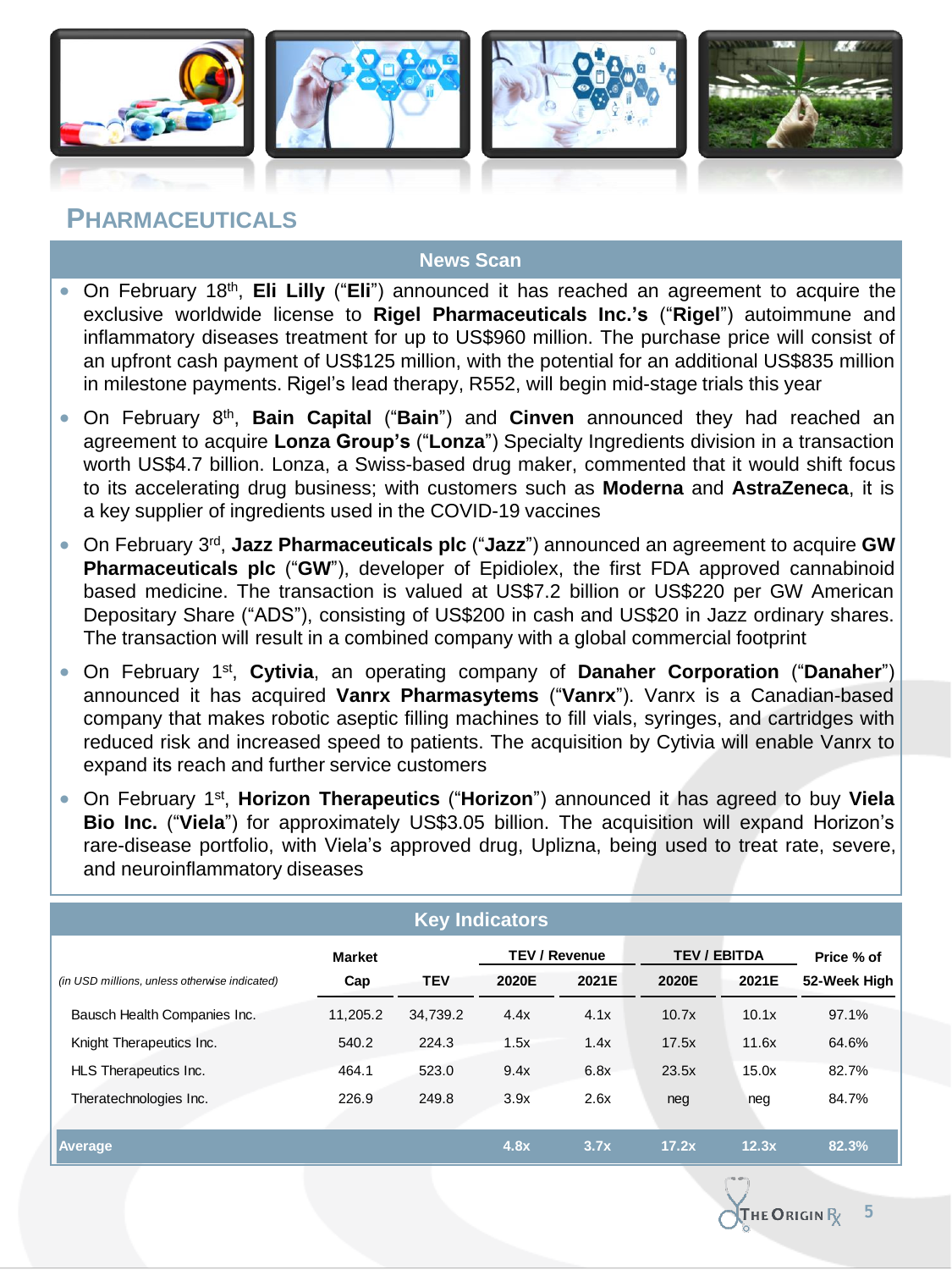## PHARMACEUTICALS

### News Scan

- On February 18th, **Eli Lilly** ("**Eli**") announced it has reached an agreement to acquire the exclusive worldwide license to **Rigel Pharmaceuticals Inc.'s** ("**Rigel**") autoimmune and inflammatory diseases treatment for up to US$960 million. The purchase price will consist of an upfront cash payment of US$125 million, with the potential for an additional US$835 million in milestone payments. Rigel's lead therapy, R552, will begin mid-stage trials this year
- On February 8th, **Bain Capital** ("**Bain**") and **Cinven** announced they had reached an agreement to acquire **Lonza Group's** ("**Lonza**") Specialty Ingredients division in a transaction worth US$4.7 billion. Lonza, a Swiss-based drug maker, commented that it would shift focus to its accelerating drug business; with customers such as **Moderna** and **AstraZeneca**, it is a key supplier of ingredients used in the COVID-19 vaccines
- On February 3rd, **Jazz Pharmaceuticals plc** ("**Jazz**") announced an agreement to acquire **GW Pharmaceuticals plc** ("**GW**"), developer of Epidiolex, the first FDA approved cannabinoid based medicine. The transaction is valued at US$7.2 billion or US$220 per GW American Depositary Share ("ADS"), consisting of US$200 in cash and US$20 in Jazz ordinary shares. The transaction will result in a combined company with a global commercial footprint
- On February 1st, **Cytivia**, an operating company of **Danaher Corporation** ("**Danaher**") announced it has acquired **Vanrx Pharmasytems** ("**Vanrx**"). Vanrx is a Canadian-based company that makes robotic aseptic filling machines to fill vials, syringes, and cartridges with reduced risk and increased speed to patients. The acquisition by Cytivia will enable Vanrx to expand its reach and further service customers
- On February 1st, **Horizon Therapeutics** ("**Horizon**") announced it has agreed to buy **Viela Bio Inc.** ("**Viela**") for approximately US$3.05 billion. The acquisition will expand Horizon's rare-disease portfolio, with Viela's approved drug, Uplizna, being used to treat rate, severe, and neuroinflammatory diseases

### Key Indicators

| *(in USD millions, unless otherwise indicated)* | Market Cap | TEV | TEV / Revenue 2020E | TEV / Revenue 2021E | TEV / EBITDA 2020E | TEV / EBITDA 2021E | Price % of 52-Week High |
|---|---|---|---|---|---|---|---|
| Bausch Health Companies Inc. | 11,205.2 | 34,739.2 | 4.4x | 4.1x | 10.7x | 10.1x | 97.1% |
| Knight Therapeutics Inc. | 540.2 | 224.3 | 1.5x | 1.4x | 17.5x | 11.6x | 64.6% |
| HLS Therapeutics Inc. | 464.1 | 523.0 | 9.4x | 6.8x | 23.5x | 15.0x | 82.7% |
| Theratechnologies Inc. | 226.9 | 249.8 | 3.9x | 2.6x | neg | neg | 84.7% |
| **Average** | | | **4.8x** | **3.7x** | **17.2x** | **12.3x** | **82.3%** |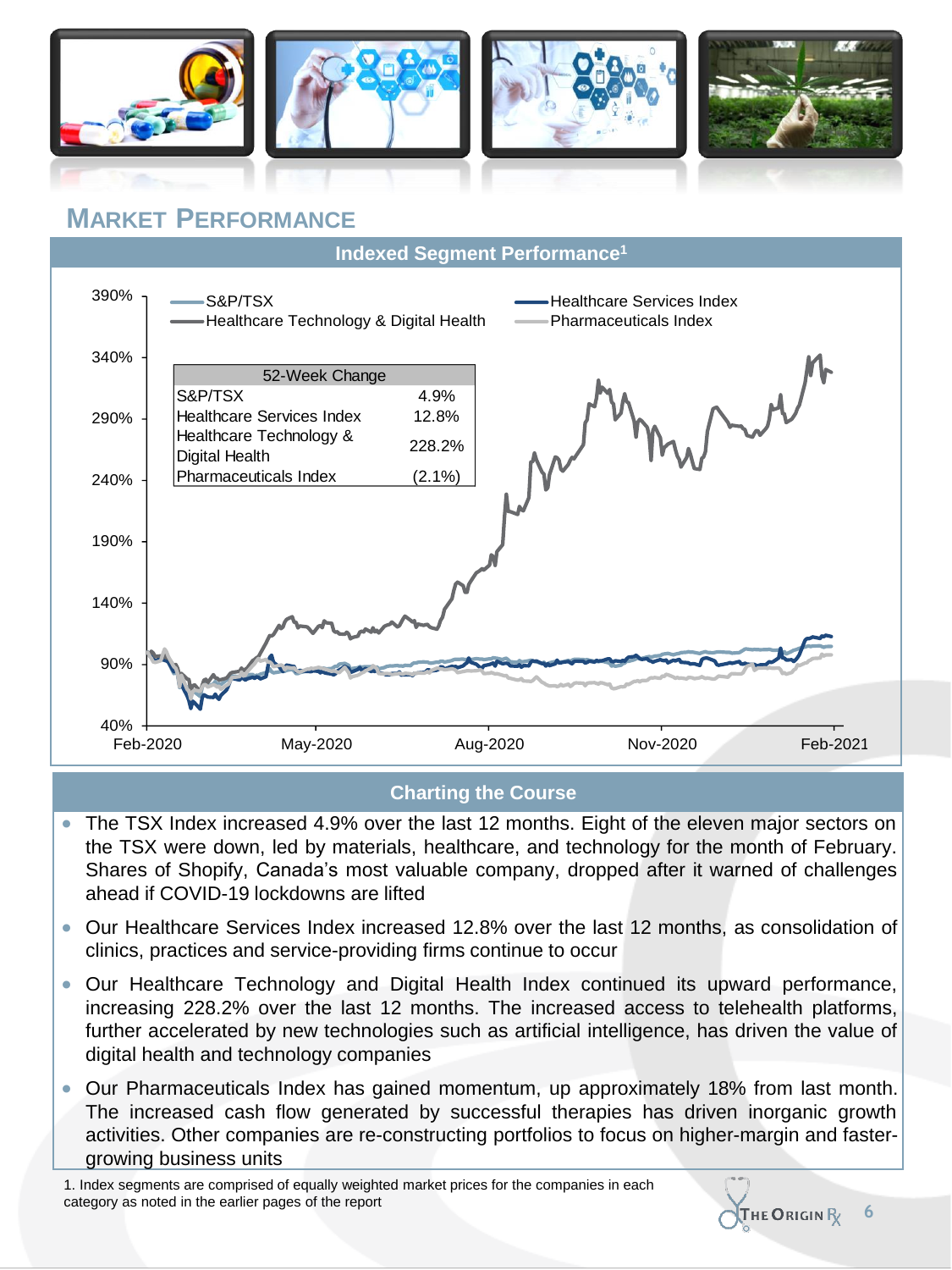## MARKET PERFORMANCE

### Indexed Segment Performance[1]

| 52-Week Change | |
|---|---|
| S&P/TSX | 4.9% |
| Healthcare Services Index | 12.8% |
| Healthcare Technology & Digital Health | 228.2% |
| Pharmaceuticals Index | (2.1%) |

### Charting the Course

- The TSX Index increased 4.9% over the last 12 months. Eight of the eleven major sectors on the TSX were down, led by materials, healthcare, and technology for the month of February. Shares of Shopify, Canada's most valuable company, dropped after it warned of challenges ahead if COVID-19 lockdowns are lifted
- Our Healthcare Services Index increased 12.8% over the last 12 months, as consolidation of clinics, practices and service-providing firms continue to occur
- Our Healthcare Technology and Digital Health Index continued its upward performance, increasing 228.2% over the last 12 months. The increased access to telehealth platforms, further accelerated by new technologies such as artificial intelligence, has driven the value of digital health and technology companies
- Our Pharmaceuticals Index has gained momentum, up approximately 18% from last month. The increased cash flow generated by successful therapies has driven inorganic growth activities. Other companies are re-constructing portfolios to focus on higher-margin and faster-growing business units

1. Index segments are comprised of equally weighted market prices for the companies in each category as noted in the earlier pages of the report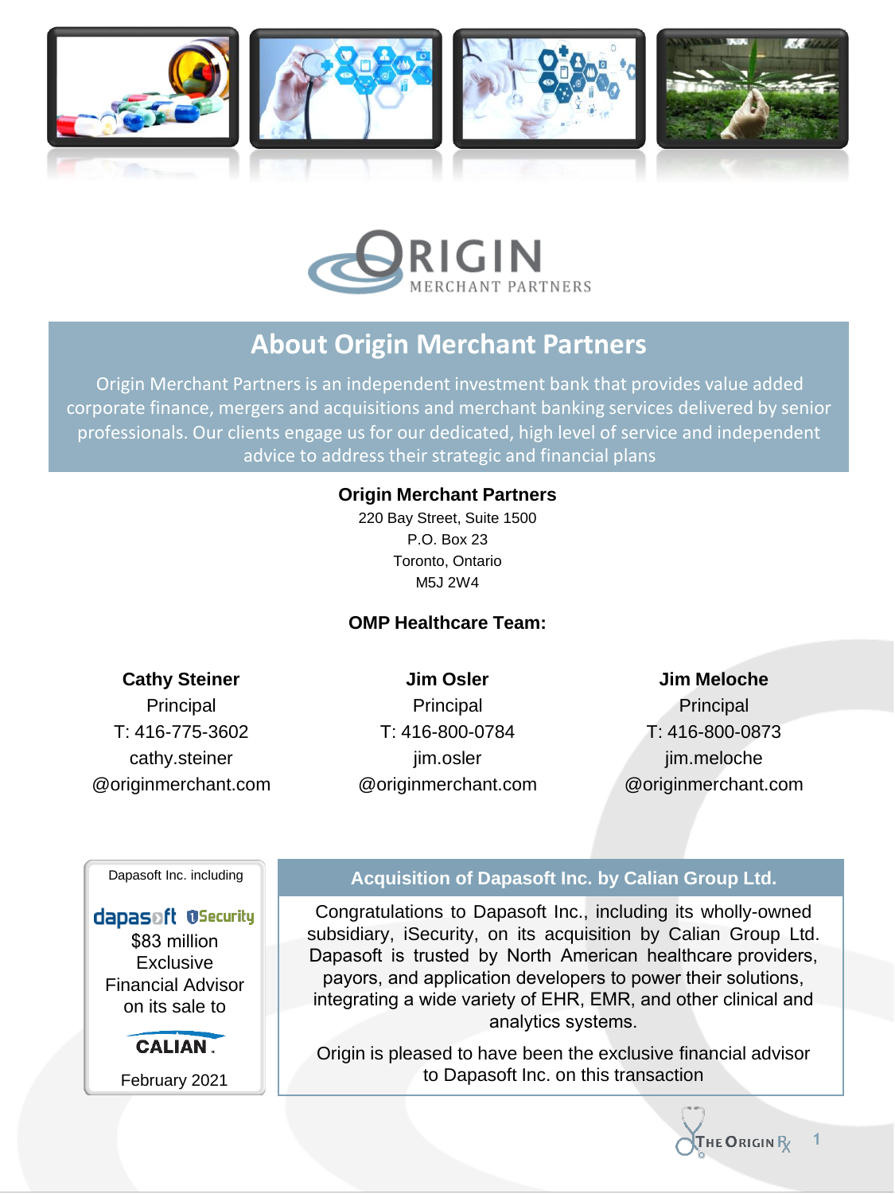## About Origin Merchant Partners

Origin Merchant Partners is an independent investment bank that provides value added corporate finance, mergers and acquisitions and merchant banking services delivered by senior professionals. Our clients engage us for our dedicated, high level of service and independent advice to address their strategic and financial plans

**Origin Merchant Partners**
220 Bay Street, Suite 1500
P.O. Box 23
Toronto, Ontario
M5J 2W4

**OMP Healthcare Team:**

**Cathy Steiner**
Principal
T: 416-775-3602
cathy.steiner@originmerchant.com

**Jim Osler**
Principal
T: 416-800-0784
jim.osler@originmerchant.com

**Jim Meloche**
Principal
T: 416-800-0873
jim.meloche@originmerchant.com

Dapasoft Inc. including

dapasoft iSecurity

$83 million
Exclusive
Financial Advisor
on its sale to

CALIAN

February 2021

### Acquisition of Dapasoft Inc. by Calian Group Ltd.

Congratulations to Dapasoft Inc., including its wholly-owned subsidiary, iSecurity, on its acquisition by Calian Group Ltd. Dapasoft is trusted by North American healthcare providers, payors, and application developers to power their solutions, integrating a wide variety of EHR, EMR, and other clinical and analytics systems.

Origin is pleased to have been the exclusive financial advisor to Dapasoft Inc. on this transaction